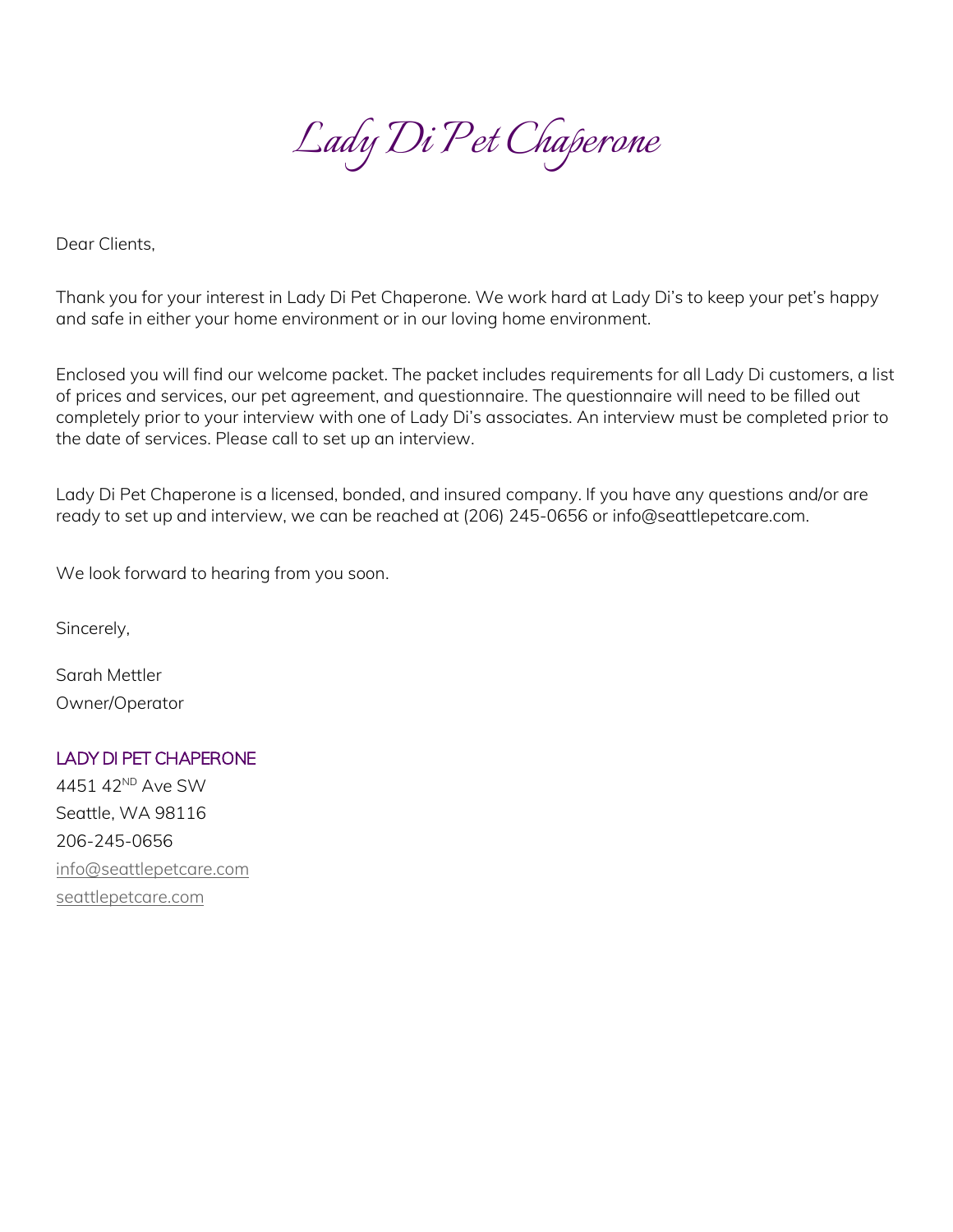# *Lady Di Pet Chaperone*

Dear Clients,

Thank you for your interest in Lady Di Pet Chaperone. We work hard at Lady Di's to keep your pet's happy and safe in either your home environment or in our loving home environment.

Enclosed you will find our welcome packet. The packet includes requirements for all Lady Di customers, a list of prices and services, our pet agreement, and questionnaire. The questionnaire will need to be filled out completely prior to your interview with one of Lady Di's associates. An interview must be completed prior to the date of services. Please call to set up an interview.

Lady Di Pet Chaperone is a licensed, bonded, and insured company. If you have any questions and/or are ready to set up and interview, we can be reached at (206) 245-0656 or info@seattlepetcare.com.

We look forward to hearing from you soon.

Sincerely,

Sarah Mettler
Owner/Operator

LADY DI PET CHAPERONE
4451 42ND Ave SW
Seattle, WA 98116
206-245-0656
info@seattlepetcare.com
seattlepetcare.com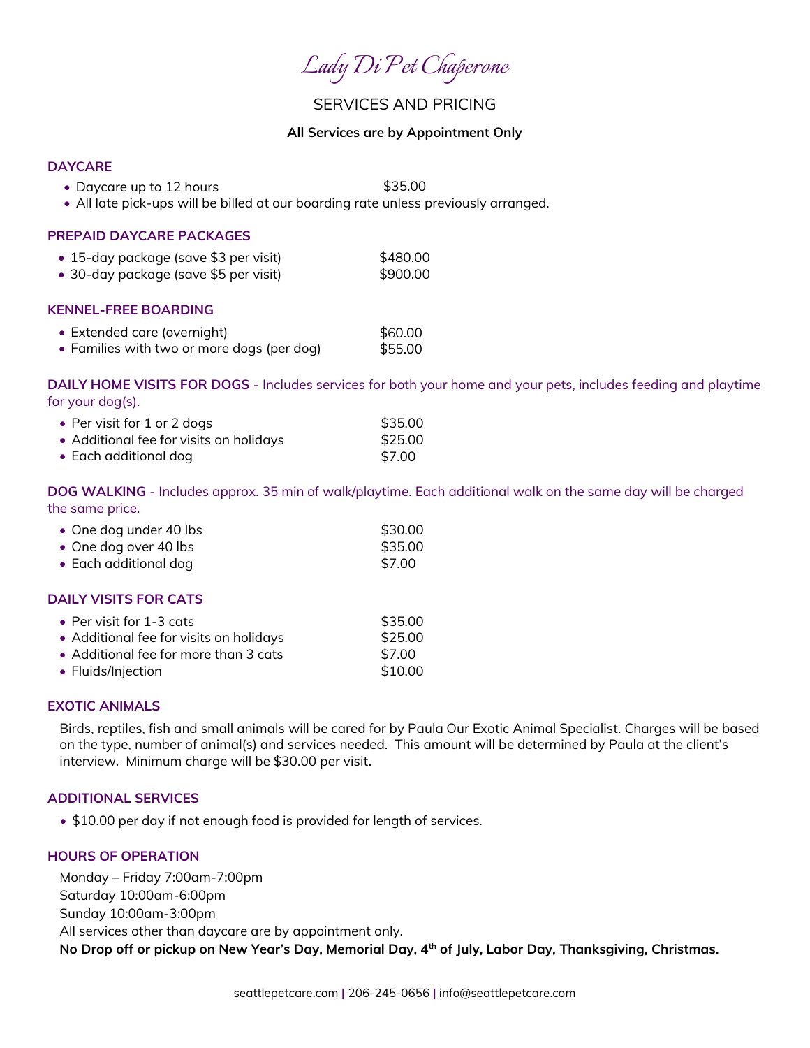# *Lady Di Pet Chaperone*

## SERVICES AND PRICING

**All Services are by Appointment Only**

### DAYCARE

- Daycare up to 12 hours $35.00
- All late pick-ups will be billed at our boarding rate unless previously arranged.

### PREPAID DAYCARE PACKAGES

- 15-day package (save $3 per visit) $480.00
- 30-day package (save $5 per visit) $900.00

### KENNEL-FREE BOARDING

- Extended care (overnight) $60.00
- Families with two or more dogs (per dog) $55.00

### DAILY HOME VISITS FOR DOGS - Includes services for both your home and your pets, includes feeding and playtime for your dog(s).

- Per visit for 1 or 2 dogs $35.00
- Additional fee for visits on holidays $25.00
- Each additional dog $7.00

### DOG WALKING - Includes approx. 35 min of walk/playtime. Each additional walk on the same day will be charged the same price.

- One dog under 40 lbs $30.00
- One dog over 40 lbs $35.00
- Each additional dog $7.00

### DAILY VISITS FOR CATS

- Per visit for 1-3 cats $35.00
- Additional fee for visits on holidays $25.00
- Additional fee for more than 3 cats $7.00
- Fluids/Injection $10.00

### EXOTIC ANIMALS

Birds, reptiles, fish and small animals will be cared for by Paula Our Exotic Animal Specialist. Charges will be based on the type, number of animal(s) and services needed. This amount will be determined by Paula at the client's interview. Minimum charge will be $30.00 per visit.

### ADDITIONAL SERVICES

- $10.00 per day if not enough food is provided for length of services.

### HOURS OF OPERATION

Monday – Friday 7:00am-7:00pm
Saturday 10:00am-6:00pm
Sunday 10:00am-3:00pm
All services other than daycare are by appointment only.
**No Drop off or pickup on New Year's Day, Memorial Day, 4th of July, Labor Day, Thanksgiving, Christmas.**

seattlepetcare.com | 206-245-0656 | info@seattlepetcare.com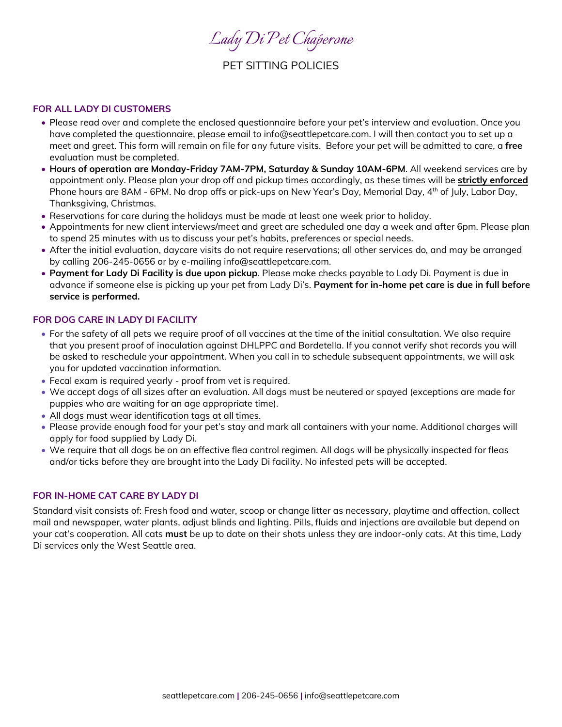# *Lady Di Pet Chaperone*

## PET SITTING POLICIES

### FOR ALL LADY DI CUSTOMERS

- Please read over and complete the enclosed questionnaire before your pet's interview and evaluation. Once you have completed the questionnaire, please email to info@seattlepetcare.com. I will then contact you to set up a meet and greet. This form will remain on file for any future visits. Before your pet will be admitted to care, a **free** evaluation must be completed.
- **Hours of operation are Monday-Friday 7AM-7PM, Saturday & Sunday 10AM-6PM**. All weekend services are by appointment only. Please plan your drop off and pickup times accordingly, as these times will be **strictly enforced** Phone hours are 8AM - 6PM. No drop offs or pick-ups on New Year's Day, Memorial Day, 4th of July, Labor Day, Thanksgiving, Christmas.
- Reservations for care during the holidays must be made at least one week prior to holiday.
- Appointments for new client interviews/meet and greet are scheduled one day a week and after 6pm. Please plan to spend 25 minutes with us to discuss your pet's habits, preferences or special needs.
- After the initial evaluation, daycare visits do not require reservations; all other services do, and may be arranged by calling 206-245-0656 or by e-mailing info@seattlepetcare.com.
- **Payment for Lady Di Facility is due upon pickup**. Please make checks payable to Lady Di. Payment is due in advance if someone else is picking up your pet from Lady Di's. **Payment for in-home pet care is due in full before service is performed.**

### FOR DOG CARE IN LADY DI FACILITY

- For the safety of all pets we require proof of all vaccines at the time of the initial consultation. We also require that you present proof of inoculation against DHLPPC and Bordetella. If you cannot verify shot records you will be asked to reschedule your appointment. When you call in to schedule subsequent appointments, we will ask you for updated vaccination information.
- Fecal exam is required yearly - proof from vet is required.
- We accept dogs of all sizes after an evaluation. All dogs must be neutered or spayed (exceptions are made for puppies who are waiting for an age appropriate time).
- All dogs must wear identification tags at all times.
- Please provide enough food for your pet's stay and mark all containers with your name. Additional charges will apply for food supplied by Lady Di.
- We require that all dogs be on an effective flea control regimen. All dogs will be physically inspected for fleas and/or ticks before they are brought into the Lady Di facility. No infested pets will be accepted.

### FOR IN-HOME CAT CARE BY LADY DI

Standard visit consists of: Fresh food and water, scoop or change litter as necessary, playtime and affection, collect mail and newspaper, water plants, adjust blinds and lighting. Pills, fluids and injections are available but depend on your cat's cooperation. All cats **must** be up to date on their shots unless they are indoor-only cats. At this time, Lady Di services only the West Seattle area.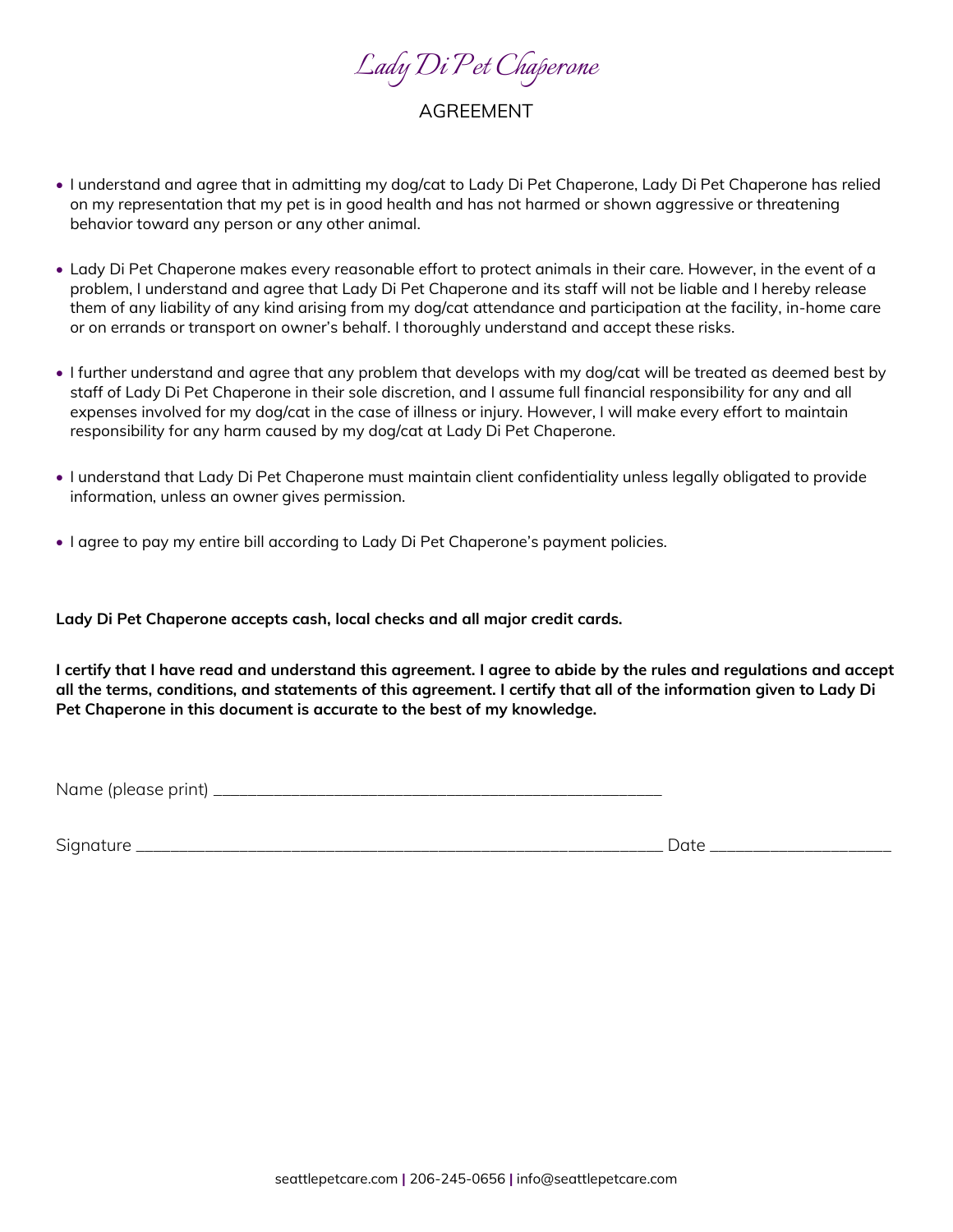# *Lady Di Pet Chaperone*

## AGREEMENT

- I understand and agree that in admitting my dog/cat to Lady Di Pet Chaperone, Lady Di Pet Chaperone has relied on my representation that my pet is in good health and has not harmed or shown aggressive or threatening behavior toward any person or any other animal.

- Lady Di Pet Chaperone makes every reasonable effort to protect animals in their care. However, in the event of a problem, I understand and agree that Lady Di Pet Chaperone and its staff will not be liable and I hereby release them of any liability of any kind arising from my dog/cat attendance and participation at the facility, in-home care or on errands or transport on owner's behalf. I thoroughly understand and accept these risks.

- I further understand and agree that any problem that develops with my dog/cat will be treated as deemed best by staff of Lady Di Pet Chaperone in their sole discretion, and I assume full financial responsibility for any and all expenses involved for my dog/cat in the case of illness or injury. However, I will make every effort to maintain responsibility for any harm caused by my dog/cat at Lady Di Pet Chaperone.

- I understand that Lady Di Pet Chaperone must maintain client confidentiality unless legally obligated to provide information, unless an owner gives permission.

- I agree to pay my entire bill according to Lady Di Pet Chaperone's payment policies.

**Lady Di Pet Chaperone accepts cash, local checks and all major credit cards.**

**I certify that I have read and understand this agreement. I agree to abide by the rules and regulations and accept all the terms, conditions, and statements of this agreement. I certify that all of the information given to Lady Di Pet Chaperone in this document is accurate to the best of my knowledge.**

Name (please print) ______________________________________________________

Signature ________________________________________________________________ Date ______________________

seattlepetcare.com | 206-245-0656 | info@seattlepetcare.com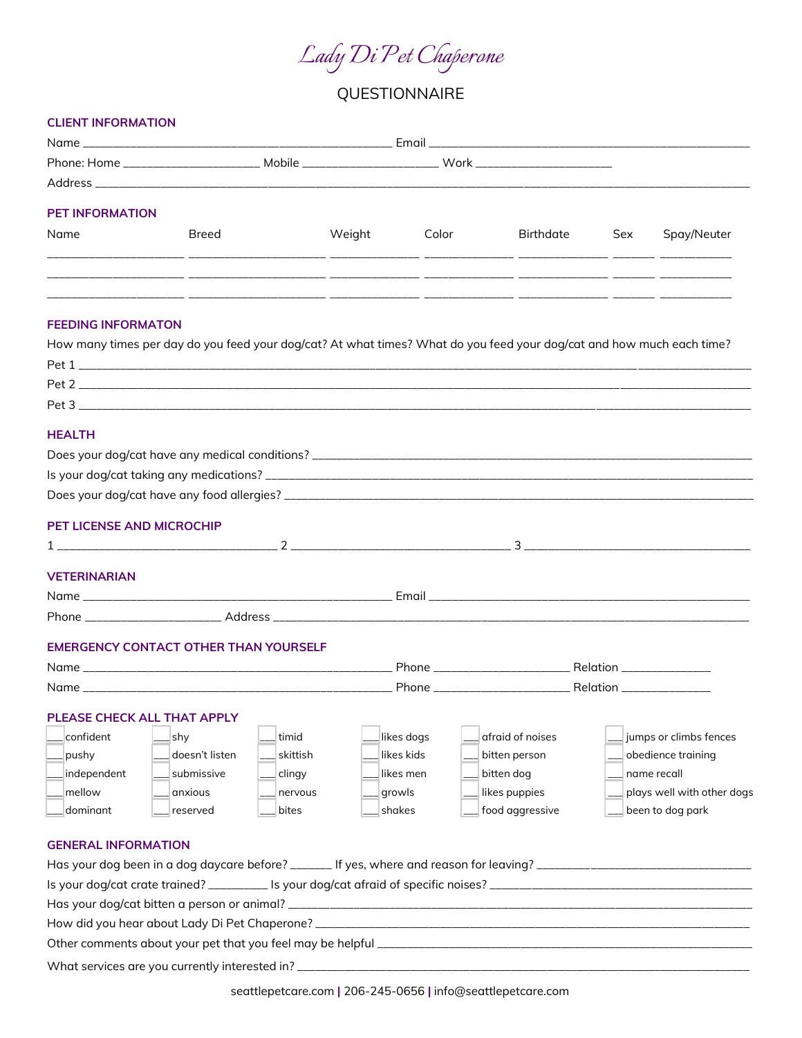# *Lady Di Pet Chaperone*

## QUESTIONNAIRE

### CLIENT INFORMATION

Name ____________________________________________ Email ____________________________________________

Phone: Home ____________________ Mobile ____________________ Work ____________________

Address ____________________________________________________________________________________________

### PET INFORMATION

| Name | Breed | Weight | Color | Birthdate | Sex | Spay/Neuter |
|---|---|---|---|---|---|---|
| | | | | | | |
| | | | | | | |
| | | | | | | |

### FEEDING INFORMATON

How many times per day do you feed your dog/cat? At what times? What do you feed your dog/cat and how much each time?

Pet 1 ____________________________________________________________________________________________

Pet 2 ____________________________________________________________________________________________

Pet 3 ____________________________________________________________________________________________

### HEALTH

Does your dog/cat have any medical conditions? ____________________________________________________________

Is your dog/cat taking any medications? ____________________________________________________________

Does your dog/cat have any food allergies? ____________________________________________________________

### PET LICENSE AND MICROCHIP

1 ______________________________ 2 ______________________________ 3 ______________________________

### VETERINARIAN

Name ____________________________________________ Email ____________________________________________

Phone ____________________ Address ____________________________________________________________

### EMERGENCY CONTACT OTHER THAN YOURSELF

Name ____________________________________________ Phone ____________________ Relation ______________

Name ____________________________________________ Phone ____________________ Relation ______________

### PLEASE CHECK ALL THAT APPLY

| | | | | | |
|---|---|---|---|---|---|
| ___ confident | ___ shy | ___ timid | ___ likes dogs | ___ afraid of noises | ___ jumps or climbs fences |
| ___ pushy | ___ doesn't listen | ___ skittish | ___ likes kids | ___ bitten person | ___ obedience training |
| ___ independent | ___ submissive | ___ clingy | ___ likes men | ___ bitten dog | ___ name recall |
| ___ mellow | ___ anxious | ___ nervous | ___ growls | ___ likes puppies | ___ plays well with other dogs |
| ___ dominant | ___ reserved | ___ bites | ___ shakes | ___ food aggressive | ___ been to dog park |

### GENERAL INFORMATION

Has your dog been in a dog daycare before? _______ If yes, where and reason for leaving? ______________________________

Is your dog/cat crate trained? _________ Is your dog/cat afraid of specific noises? ______________________________

Has your dog/cat bitten a person or animal? ____________________________________________________________

How did you hear about Lady Di Pet Chaperone? ____________________________________________________________

Other comments about your pet that you feel may be helpful ______________________________________________

What services are you currently interested in? ____________________________________________________________

seattlepetcare.com | 206-245-0656 | info@seattlepetcare.com